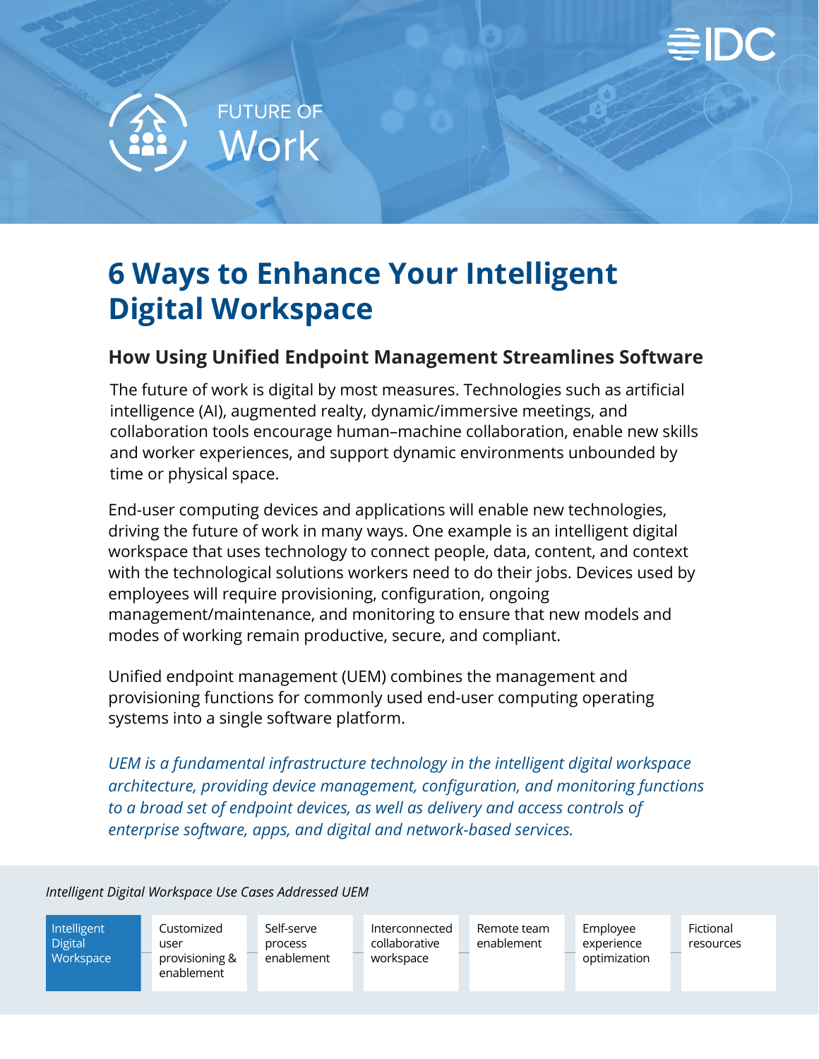FUTURE OF Work

# 6 Ways to Enhance Your Intelligent Digital Workspace

## How Using Unified Endpoint Management Streamlines Software

The future of work is digital by most measures. Technologies such as artificial intelligence (AI), augmented realty, dynamic/immersive meetings, and collaboration tools encourage human–machine collaboration, enable new skills and worker experiences, and support dynamic environments unbounded by time or physical space.

End-user computing devices and applications will enable new technologies, driving the future of work in many ways. One example is an intelligent digital workspace that uses technology to connect people, data, content, and context with the technological solutions workers need to do their jobs. Devices used by employees will require provisioning, configuration, ongoing management/maintenance, and monitoring to ensure that new models and modes of working remain productive, secure, and compliant.

Unified endpoint management (UEM) combines the management and provisioning functions for commonly used end-user computing operating systems into a single software platform.

*UEM is a fundamental infrastructure technology in the intelligent digital workspace architecture, providing device management, configuration, and monitoring functions to a broad set of endpoint devices, as well as delivery and access controls of enterprise software, apps, and digital and network-based services.*

*Intelligent Digital Workspace Use Cases Addressed UEM*

| Intelligent Digital Workspace | Customized user provisioning & enablement | Self-serve process enablement | Interconnected collaborative workspace | Remote team enablement | Employee experience optimization | Fictional resources |
|---|---|---|---|---|---|---|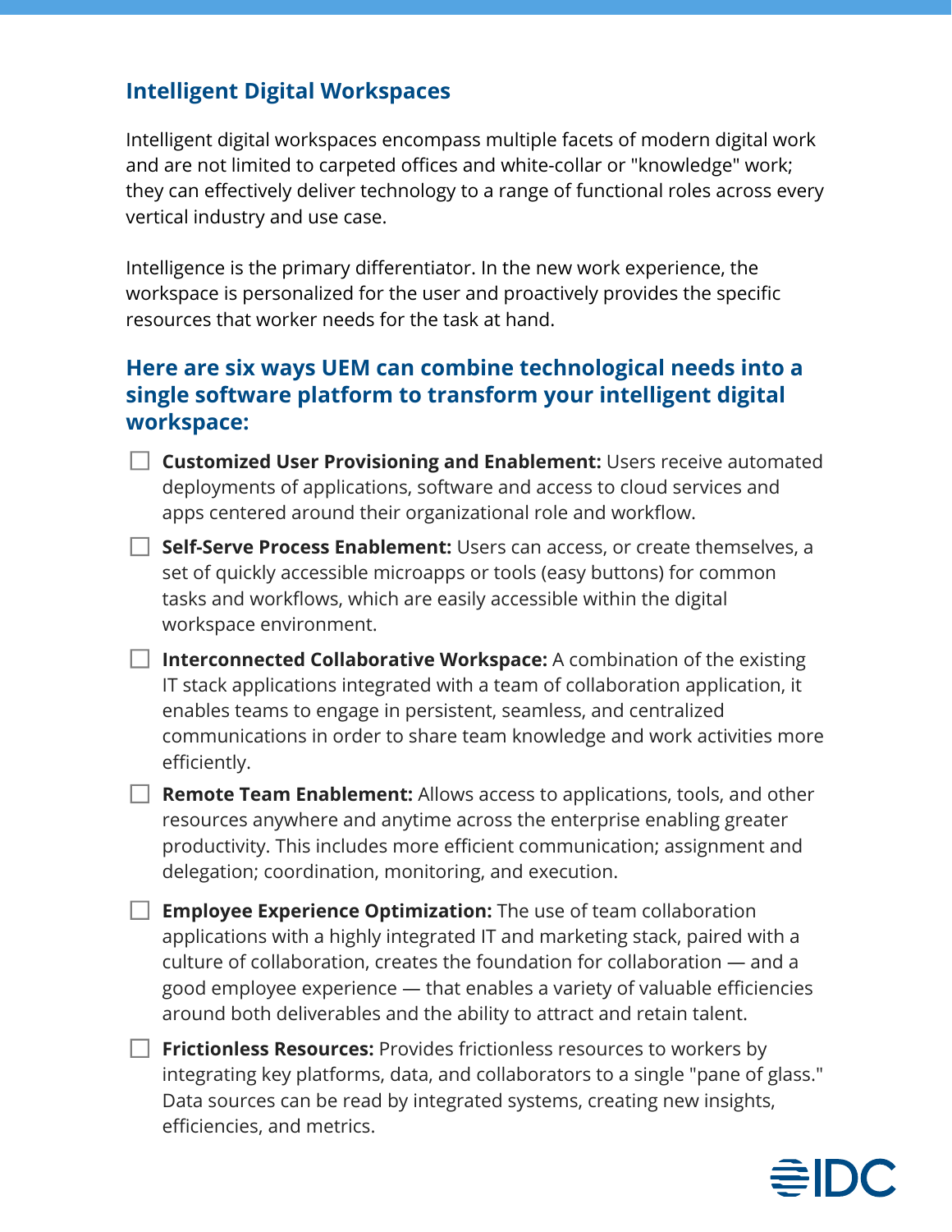## Intelligent Digital Workspaces

Intelligent digital workspaces encompass multiple facets of modern digital work and are not limited to carpeted offices and white-collar or "knowledge" work; they can effectively deliver technology to a range of functional roles across every vertical industry and use case.

Intelligence is the primary differentiator. In the new work experience, the workspace is personalized for the user and proactively provides the specific resources that worker needs for the task at hand.

### Here are six ways UEM can combine technological needs into a single software platform to transform your intelligent digital workspace:

- [ ] **Customized User Provisioning and Enablement:** Users receive automated deployments of applications, software and access to cloud services and apps centered around their organizational role and workflow.
- [ ] **Self-Serve Process Enablement:** Users can access, or create themselves, a set of quickly accessible microapps or tools (easy buttons) for common tasks and workflows, which are easily accessible within the digital workspace environment.
- [ ] **Interconnected Collaborative Workspace:** A combination of the existing IT stack applications integrated with a team of collaboration application, it enables teams to engage in persistent, seamless, and centralized communications in order to share team knowledge and work activities more efficiently.
- [ ] **Remote Team Enablement:** Allows access to applications, tools, and other resources anywhere and anytime across the enterprise enabling greater productivity. This includes more efficient communication; assignment and delegation; coordination, monitoring, and execution.
- [ ] **Employee Experience Optimization:** The use of team collaboration applications with a highly integrated IT and marketing stack, paired with a culture of collaboration, creates the foundation for collaboration — and a good employee experience — that enables a variety of valuable efficiencies around both deliverables and the ability to attract and retain talent.
- [ ] **Frictionless Resources:** Provides frictionless resources to workers by integrating key platforms, data, and collaborators to a single "pane of glass." Data sources can be read by integrated systems, creating new insights, efficiencies, and metrics.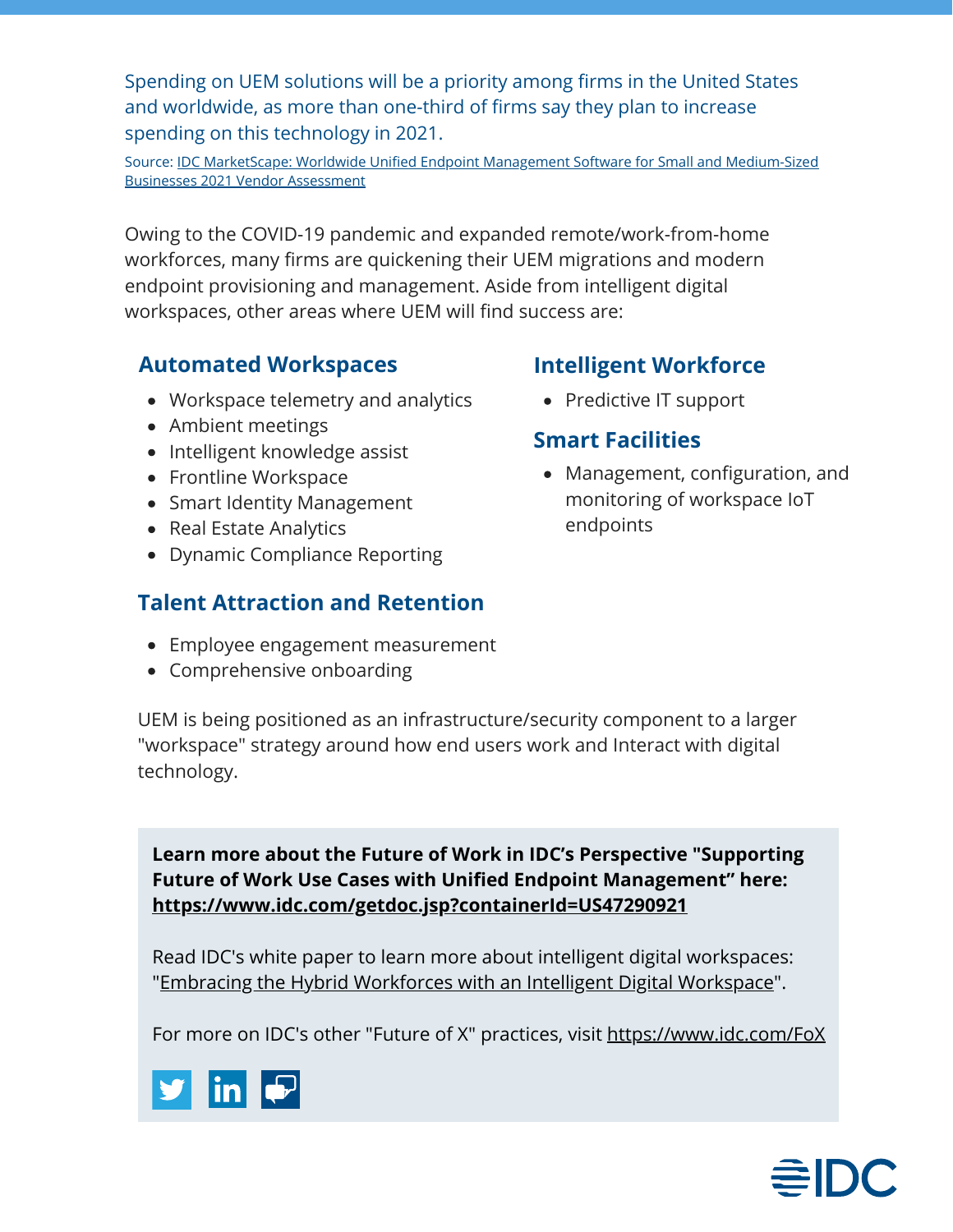Spending on UEM solutions will be a priority among firms in the United States and worldwide, as more than one-third of firms say they plan to increase spending on this technology in 2021.

Source: IDC MarketScape: Worldwide Unified Endpoint Management Software for Small and Medium-Sized Businesses 2021 Vendor Assessment

Owing to the COVID-19 pandemic and expanded remote/work-from-home workforces, many firms are quickening their UEM migrations and modern endpoint provisioning and management. Aside from intelligent digital workspaces, other areas where UEM will find success are:

## Automated Workspaces

- Workspace telemetry and analytics
- Ambient meetings
- Intelligent knowledge assist
- Frontline Workspace
- Smart Identity Management
- Real Estate Analytics
- Dynamic Compliance Reporting

## Talent Attraction and Retention

- Employee engagement measurement
- Comprehensive onboarding

## Intelligent Workforce

- Predictive IT support

## Smart Facilities

- Management, configuration, and monitoring of workspace IoT endpoints

UEM is being positioned as an infrastructure/security component to a larger "workspace" strategy around how end users work and Interact with digital technology.

**Learn more about the Future of Work in IDC's Perspective "Supporting Future of Work Use Cases with Unified Endpoint Management" here: https://www.idc.com/getdoc.jsp?containerId=US47290921**

Read IDC's white paper to learn more about intelligent digital workspaces: "Embracing the Hybrid Workforces with an Intelligent Digital Workspace".

For more on IDC's other "Future of X" practices, visit https://www.idc.com/FoX